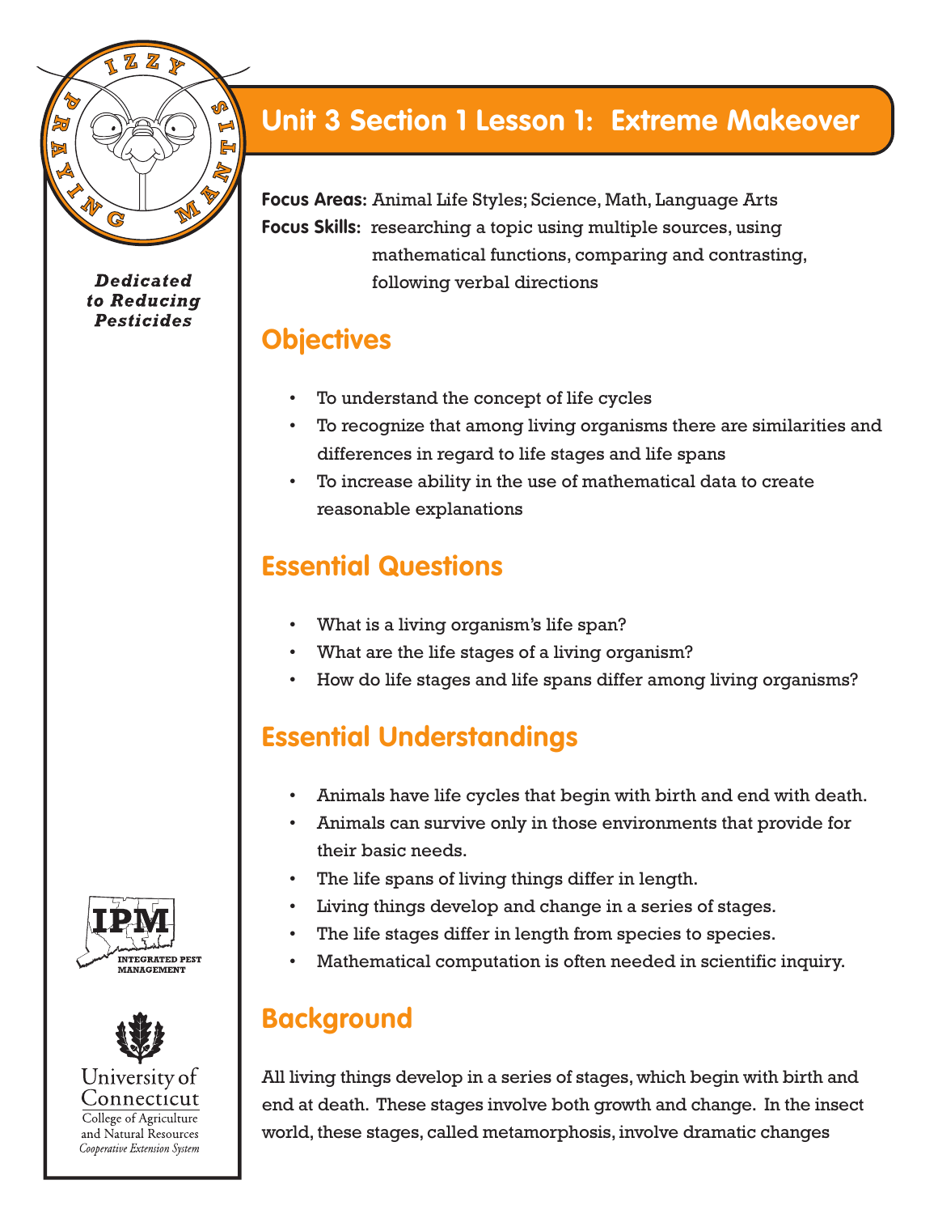# Unit 3 Section 1 Lesson 1: Extreme Makeover

*Dedicated to Reducing Pesticides*

**Focus Areas:** Animal Life Styles; Science, Math, Language Arts

**Focus Skills:** researching a topic using multiple sources, using mathematical functions, comparing and contrasting, following verbal directions

## Objectives

- To understand the concept of life cycles
- To recognize that among living organisms there are similarities and differences in regard to life stages and life spans
- To increase ability in the use of mathematical data to create reasonable explanations

## Essential Questions

- What is a living organism's life span?
- What are the life stages of a living organism?
- How do life stages and life spans differ among living organisms?

## Essential Understandings

- Animals have life cycles that begin with birth and end with death.
- Animals can survive only in those environments that provide for their basic needs.
- The life spans of living things differ in length.
- Living things develop and change in a series of stages.
- The life stages differ in length from species to species.
- Mathematical computation is often needed in scientific inquiry.

## Background

All living things develop in a series of stages, which begin with birth and end at death. These stages involve both growth and change. In the insect world, these stages, called metamorphosis, involve dramatic changes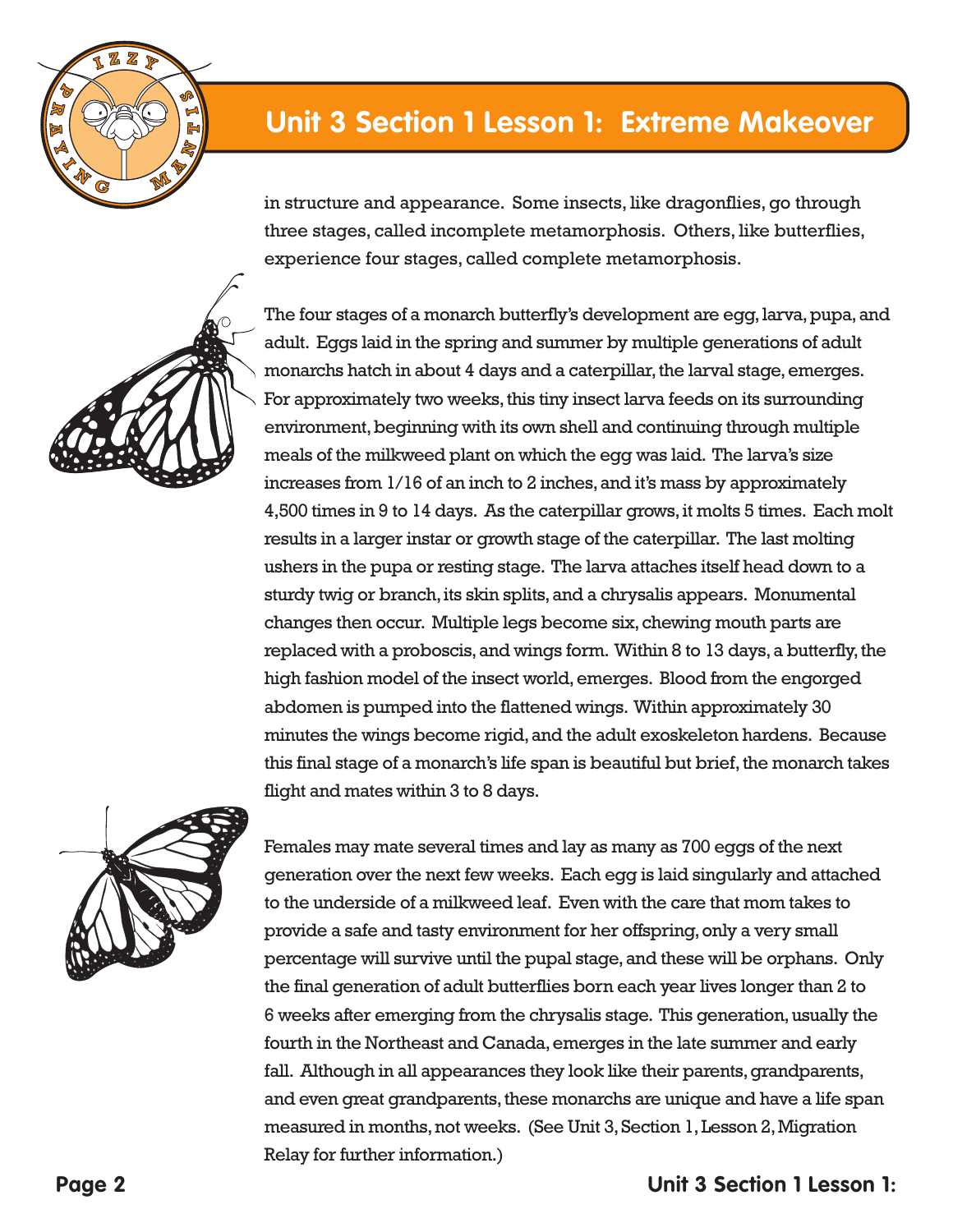in structure and appearance. Some insects, like dragonflies, go through three stages, called incomplete metamorphosis. Others, like butterflies, experience four stages, called complete metamorphosis.

The four stages of a monarch butterfly's development are egg, larva, pupa, and adult. Eggs laid in the spring and summer by multiple generations of adult monarchs hatch in about 4 days and a caterpillar, the larval stage, emerges. For approximately two weeks, this tiny insect larva feeds on its surrounding environment, beginning with its own shell and continuing through multiple meals of the milkweed plant on which the egg was laid. The larva's size increases from 1/16 of an inch to 2 inches, and it's mass by approximately 4,500 times in 9 to 14 days. As the caterpillar grows, it molts 5 times. Each molt results in a larger instar or growth stage of the caterpillar. The last molting ushers in the pupa or resting stage. The larva attaches itself head down to a sturdy twig or branch, its skin splits, and a chrysalis appears. Monumental changes then occur. Multiple legs become six, chewing mouth parts are replaced with a proboscis, and wings form. Within 8 to 13 days, a butterfly, the high fashion model of the insect world, emerges. Blood from the engorged abdomen is pumped into the flattened wings. Within approximately 30 minutes the wings become rigid, and the adult exoskeleton hardens. Because this final stage of a monarch's life span is beautiful but brief, the monarch takes flight and mates within 3 to 8 days.

Females may mate several times and lay as many as 700 eggs of the next generation over the next few weeks. Each egg is laid singularly and attached to the underside of a milkweed leaf. Even with the care that mom takes to provide a safe and tasty environment for her offspring, only a very small percentage will survive until the pupal stage, and these will be orphans. Only the final generation of adult butterflies born each year lives longer than 2 to 6 weeks after emerging from the chrysalis stage. This generation, usually the fourth in the Northeast and Canada, emerges in the late summer and early fall. Although in all appearances they look like their parents, grandparents, and even great grandparents, these monarchs are unique and have a life span measured in months, not weeks. (See Unit 3, Section 1, Lesson 2, Migration Relay for further information.)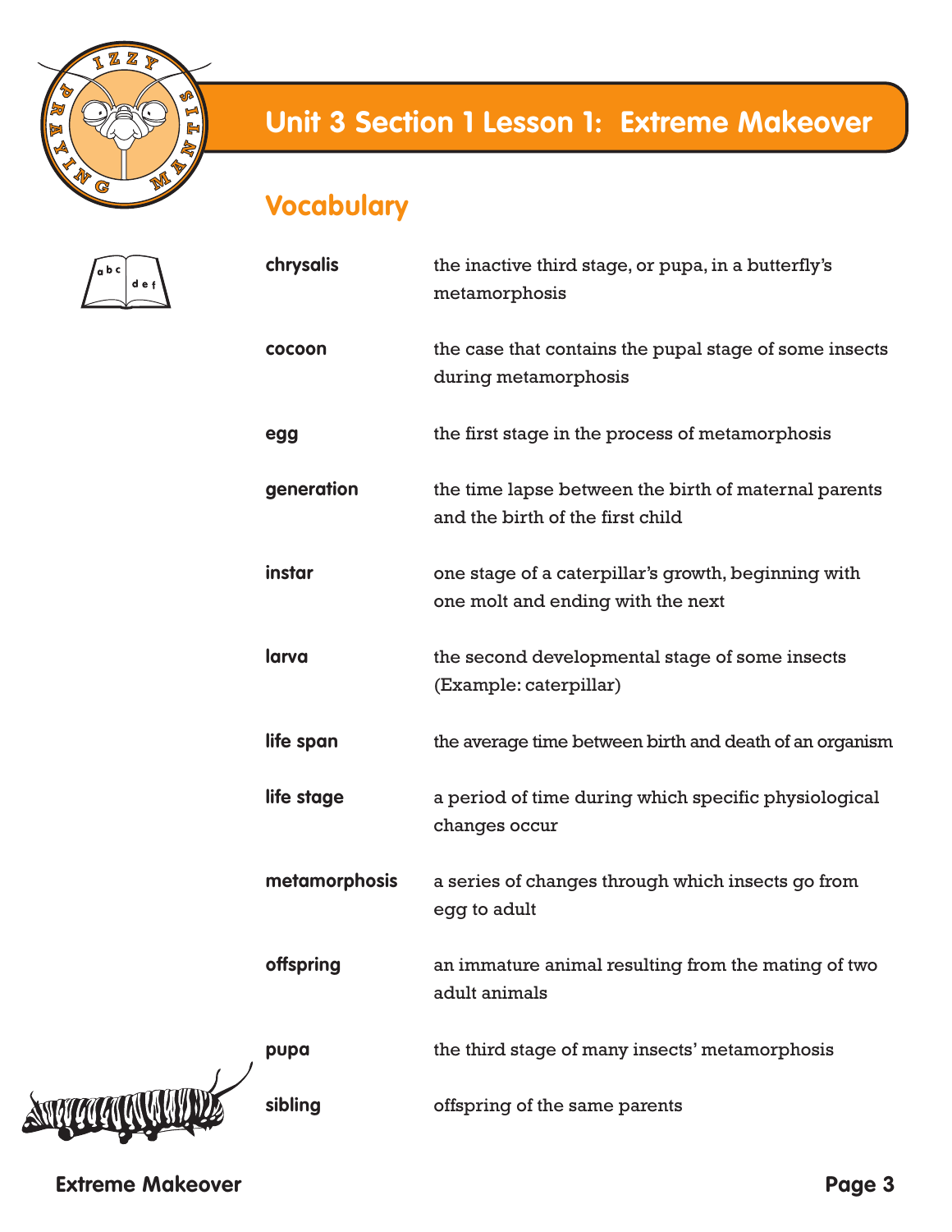# Unit 3 Section 1 Lesson 1: Extreme Makeover

## Vocabulary

| | |
|---|---|
| **chrysalis** | the inactive third stage, or pupa, in a butterfly's metamorphosis |
| **cocoon** | the case that contains the pupal stage of some insects during metamorphosis |
| **egg** | the first stage in the process of metamorphosis |
| **generation** | the time lapse between the birth of maternal parents and the birth of the first child |
| **instar** | one stage of a caterpillar's growth, beginning with one molt and ending with the next |
| **larva** | the second developmental stage of some insects (Example: caterpillar) |
| **life span** | the average time between birth and death of an organism |
| **life stage** | a period of time during which specific physiological changes occur |
| **metamorphosis** | a series of changes through which insects go from egg to adult |
| **offspring** | an immature animal resulting from the mating of two adult animals |
| **pupa** | the third stage of many insects' metamorphosis |
| **sibling** | offspring of the same parents |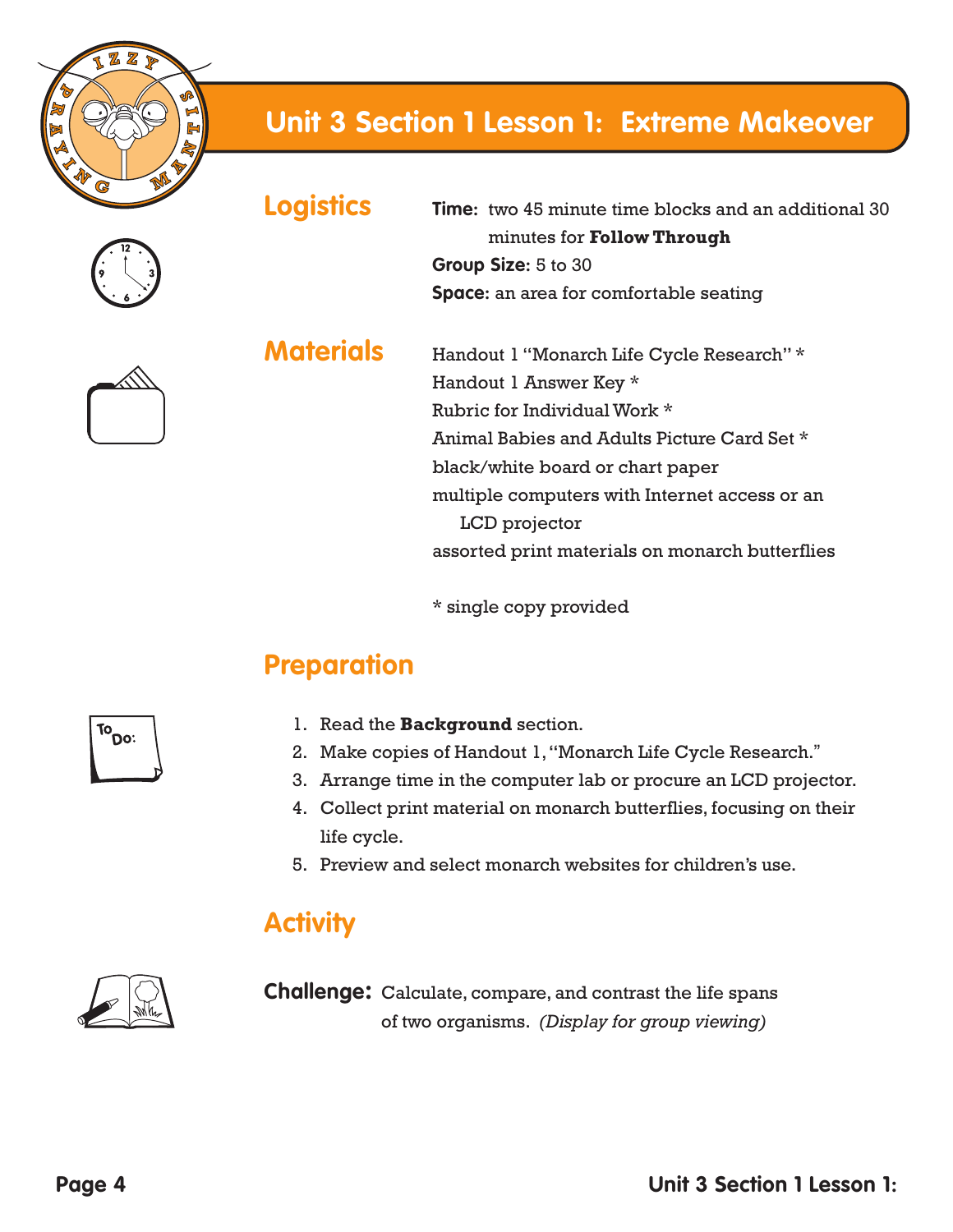# Unit 3 Section 1 Lesson 1: Extreme Makeover

## Logistics

**Time:** two 45 minute time blocks and an additional 30 minutes for **Follow Through**
**Group Size:** 5 to 30
**Space:** an area for comfortable seating

## Materials

Handout 1 "Monarch Life Cycle Research" *
Handout 1 Answer Key *
Rubric for Individual Work *
Animal Babies and Adults Picture Card Set *
black/white board or chart paper
multiple computers with Internet access or an LCD projector
assorted print materials on monarch butterflies

* single copy provided

## Preparation

1. Read the **Background** section.
2. Make copies of Handout 1, "Monarch Life Cycle Research."
3. Arrange time in the computer lab or procure an LCD projector.
4. Collect print material on monarch butterflies, focusing on their life cycle.
5. Preview and select monarch websites for children's use.

## Activity

**Challenge:** Calculate, compare, and contrast the life spans of two organisms. *(Display for group viewing)*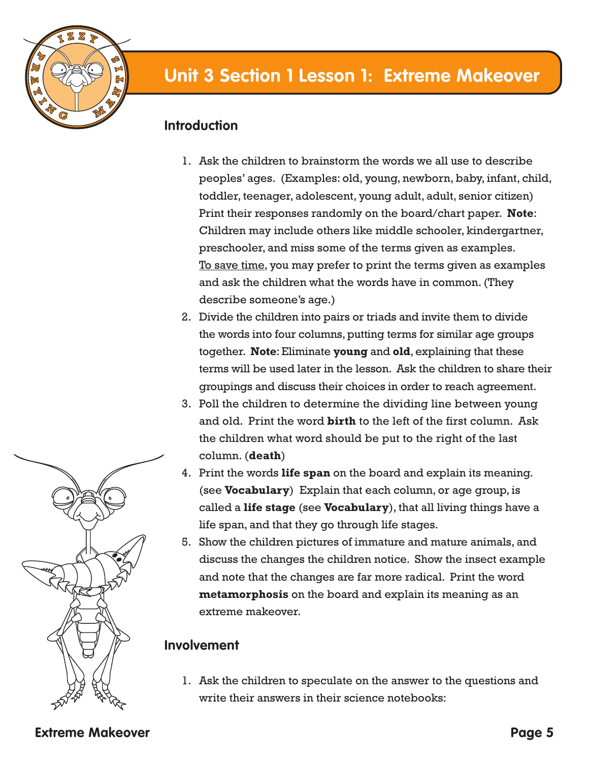## Unit 3 Section 1 Lesson 1: Extreme Makeover

### Introduction

1. Ask the children to brainstorm the words we all use to describe peoples' ages. (Examples: old, young, newborn, baby, infant, child, toddler, teenager, adolescent, young adult, adult, senior citizen) Print their responses randomly on the board/chart paper. **Note**: Children may include others like middle schooler, kindergartner, preschooler, and miss some of the terms given as examples. To save time, you may prefer to print the terms given as examples and ask the children what the words have in common. (They describe someone's age.)
2. Divide the children into pairs or triads and invite them to divide the words into four columns, putting terms for similar age groups together. **Note**: Eliminate **young** and **old**, explaining that these terms will be used later in the lesson. Ask the children to share their groupings and discuss their choices in order to reach agreement.
3. Poll the children to determine the dividing line between young and old. Print the word **birth** to the left of the first column. Ask the children what word should be put to the right of the last column. (**death**)
4. Print the words **life span** on the board and explain its meaning. (see **Vocabulary**) Explain that each column, or age group, is called a **life stage** (see **Vocabulary**), that all living things have a life span, and that they go through life stages.
5. Show the children pictures of immature and mature animals, and discuss the changes the children notice. Show the insect example and note that the changes are far more radical. Print the word **metamorphosis** on the board and explain its meaning as an extreme makeover.

### Involvement

1. Ask the children to speculate on the answer to the questions and write their answers in their science notebooks: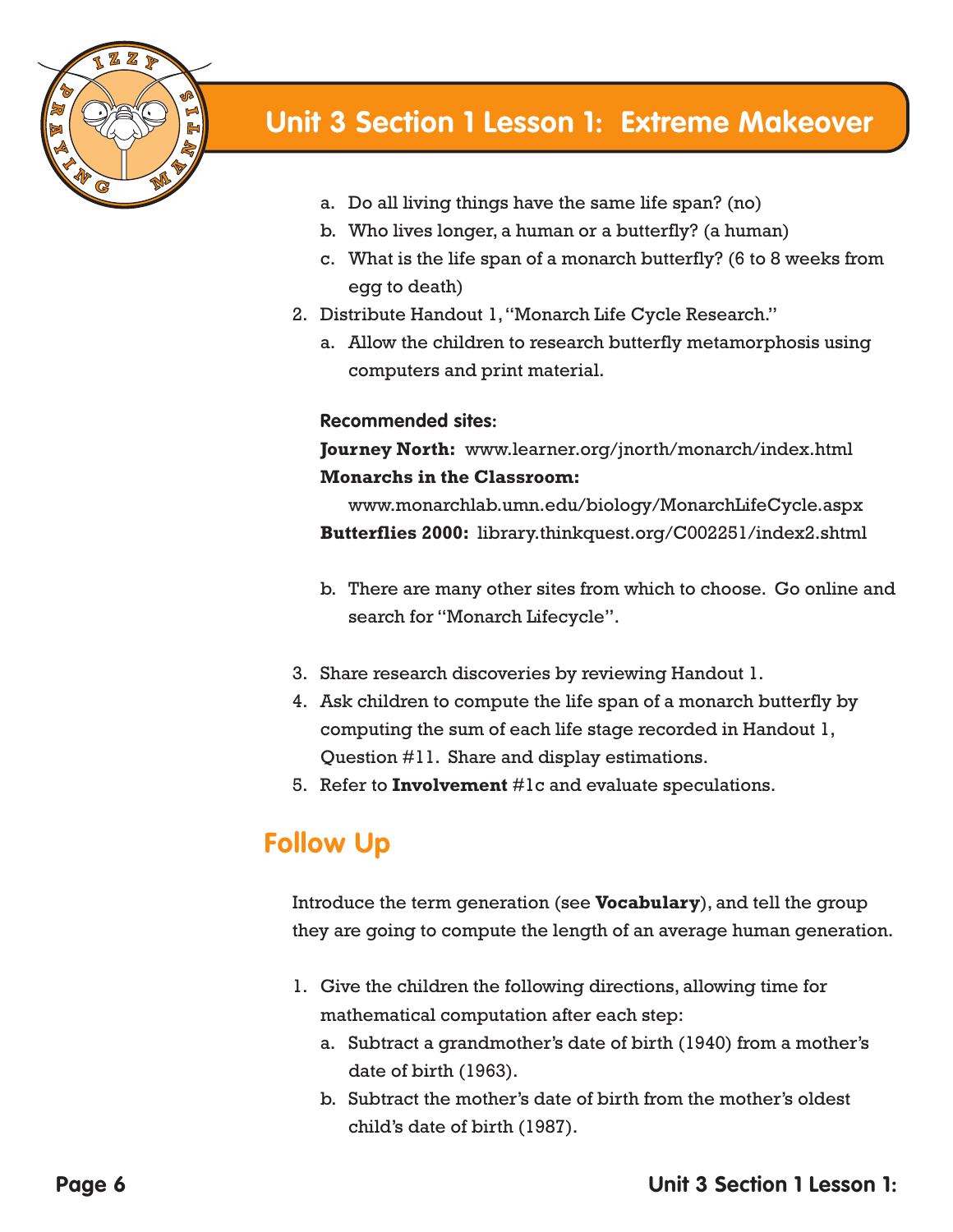a. Do all living things have the same life span? (no)
   b. Who lives longer, a human or a butterfly? (a human)
   c. What is the life span of a monarch butterfly? (6 to 8 weeks from egg to death)

2. Distribute Handout 1, "Monarch Life Cycle Research."
   a. Allow the children to research butterfly metamorphosis using computers and print material.

   **Recommended sites:**

   **Journey North:** www.learner.org/jnorth/monarch/index.html
   **Monarchs in the Classroom:**
   www.monarchlab.umn.edu/biology/MonarchLifeCycle.aspx
   **Butterflies 2000:** library.thinkquest.org/C002251/index2.shtml

   b. There are many other sites from which to choose. Go online and search for "Monarch Lifecycle".

3. Share research discoveries by reviewing Handout 1.
4. Ask children to compute the life span of a monarch butterfly by computing the sum of each life stage recorded in Handout 1, Question #11. Share and display estimations.
5. Refer to **Involvement** #1c and evaluate speculations.

## Follow Up

Introduce the term generation (see **Vocabulary**), and tell the group they are going to compute the length of an average human generation.

1. Give the children the following directions, allowing time for mathematical computation after each step:
   a. Subtract a grandmother's date of birth (1940) from a mother's date of birth (1963).
   b. Subtract the mother's date of birth from the mother's oldest child's date of birth (1987).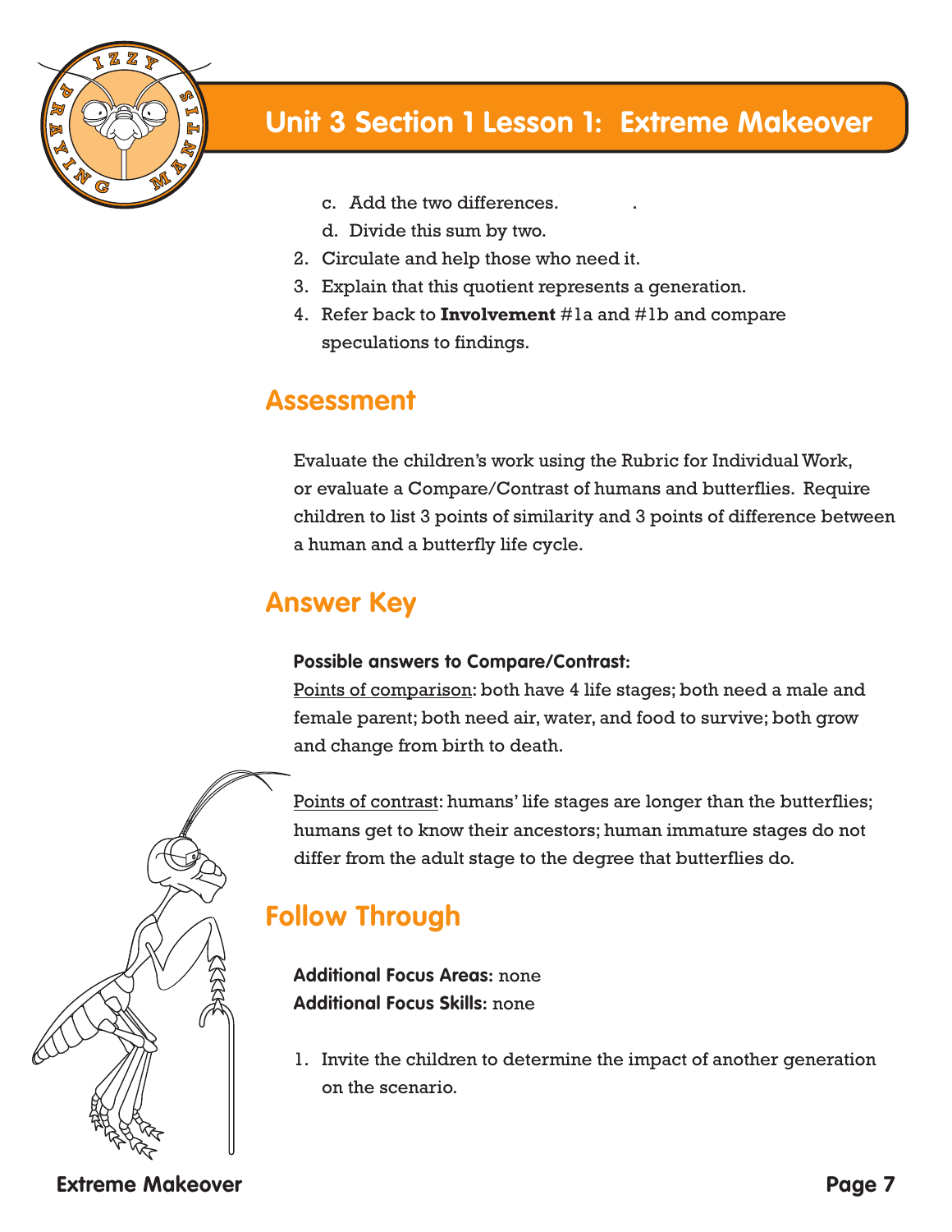# Unit 3 Section 1 Lesson 1: Extreme Makeover

   c. Add the two differences.
   d. Divide this sum by two.
2. Circulate and help those who need it.
3. Explain that this quotient represents a generation.
4. Refer back to **Involvement** #1a and #1b and compare speculations to findings.

## Assessment

Evaluate the children's work using the Rubric for Individual Work, or evaluate a Compare/Contrast of humans and butterflies. Require children to list 3 points of similarity and 3 points of difference between a human and a butterfly life cycle.

## Answer Key

**Possible answers to Compare/Contrast:**

<u>Points of comparison</u>: both have 4 life stages; both need a male and female parent; both need air, water, and food to survive; both grow and change from birth to death.

<u>Points of contrast</u>: humans' life stages are longer than the butterflies; humans get to know their ancestors; human immature stages do not differ from the adult stage to the degree that butterflies do.

## Follow Through

**Additional Focus Areas:** none
**Additional Focus Skills:** none

1. Invite the children to determine the impact of another generation on the scenario.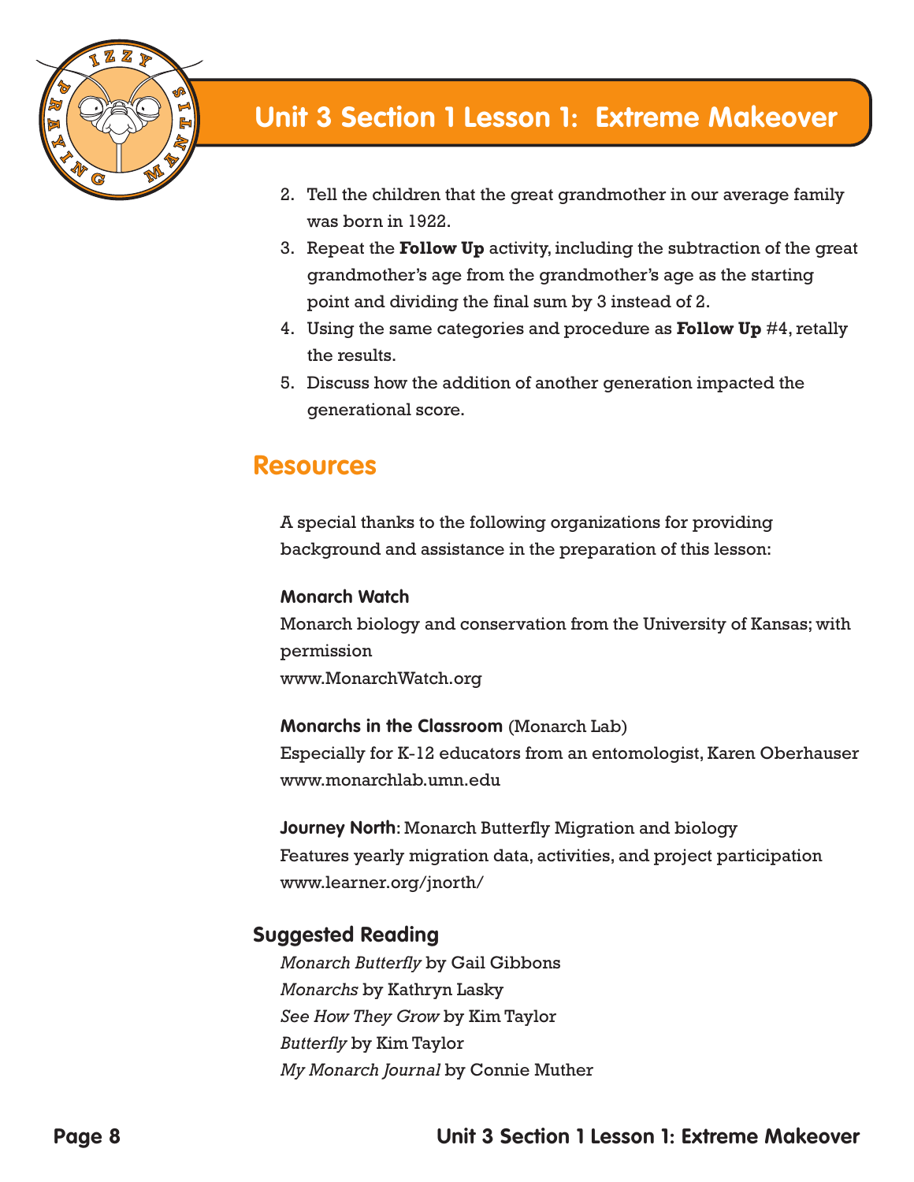2. Tell the children that the great grandmother in our average family was born in 1922.
3. Repeat the **Follow Up** activity, including the subtraction of the great grandmother's age from the grandmother's age as the starting point and dividing the final sum by 3 instead of 2.
4. Using the same categories and procedure as **Follow Up** #4, retally the results.
5. Discuss how the addition of another generation impacted the generational score.

## Resources

A special thanks to the following organizations for providing background and assistance in the preparation of this lesson:

**Monarch Watch**
Monarch biology and conservation from the University of Kansas; with permission
www.MonarchWatch.org

**Monarchs in the Classroom** (Monarch Lab)
Especially for K-12 educators from an entomologist, Karen Oberhauser
www.monarchlab.umn.edu

**Journey North**: Monarch Butterfly Migration and biology
Features yearly migration data, activities, and project participation
www.learner.org/jnorth/

### Suggested Reading

*Monarch Butterfly* by Gail Gibbons
*Monarchs* by Kathryn Lasky
*See How They Grow* by Kim Taylor
*Butterfly* by Kim Taylor
*My Monarch Journal* by Connie Muther